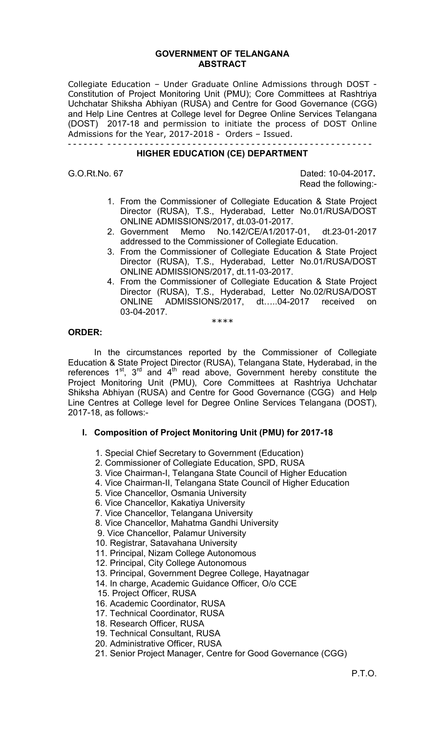**GOVERNMENT OF TELANGANA**
**ABSTRACT**

Collegiate Education – Under Graduate Online Admissions through DOST - Constitution of Project Monitoring Unit (PMU); Core Committees at Rashtriya Uchchatar Shiksha Abhiyan (RUSA) and Centre for Good Governance (CGG) and Help Line Centres at College level for Degree Online Services Telangana (DOST) 2017-18 and permission to initiate the process of DOST Online Admissions for the Year, 2017-2018 - Orders – Issued.

---

**HIGHER EDUCATION (CE) DEPARTMENT**

G.O.Rt.No. 67 Dated: 10-04-2017.

Read the following:-

1. From the Commissioner of Collegiate Education & State Project Director (RUSA), T.S., Hyderabad, Letter No.01/RUSA/DOST ONLINE ADMISSIONS/2017, dt.03-01-2017.
2. Government Memo No.142/CE/A1/2017-01, dt.23-01-2017 addressed to the Commissioner of Collegiate Education.
3. From the Commissioner of Collegiate Education & State Project Director (RUSA), T.S., Hyderabad, Letter No.01/RUSA/DOST ONLINE ADMISSIONS/2017, dt.11-03-2017.
4. From the Commissioner of Collegiate Education & State Project Director (RUSA), T.S., Hyderabad, Letter No.02/RUSA/DOST ONLINE ADMISSIONS/2017, dt…..04-2017 received on 03-04-2017.

****

**ORDER:**

In the circumstances reported by the Commissioner of Collegiate Education & State Project Director (RUSA), Telangana State, Hyderabad, in the references 1st, 3rd and 4th read above, Government hereby constitute the Project Monitoring Unit (PMU), Core Committees at Rashtriya Uchchatar Shiksha Abhiyan (RUSA) and Centre for Good Governance (CGG) and Help Line Centres at College level for Degree Online Services Telangana (DOST), 2017-18, as follows:-

**I. Composition of Project Monitoring Unit (PMU) for 2017-18**

1. Special Chief Secretary to Government (Education)
2. Commissioner of Collegiate Education, SPD, RUSA
3. Vice Chairman-I, Telangana State Council of Higher Education
4. Vice Chairman-II, Telangana State Council of Higher Education
5. Vice Chancellor, Osmania University
6. Vice Chancellor, Kakatiya University
7. Vice Chancellor, Telangana University
8. Vice Chancellor, Mahatma Gandhi University
9. Vice Chancellor, Palamur University
10. Registrar, Satavahana University
11. Principal, Nizam College Autonomous
12. Principal, City College Autonomous
13. Principal, Government Degree College, Hayatnagar
14. In charge, Academic Guidance Officer, O/o CCE
15. Project Officer, RUSA
16. Academic Coordinator, RUSA
17. Technical Coordinator, RUSA
18. Research Officer, RUSA
19. Technical Consultant, RUSA
20. Administrative Officer, RUSA
21. Senior Project Manager, Centre for Good Governance (CGG)

P.T.O.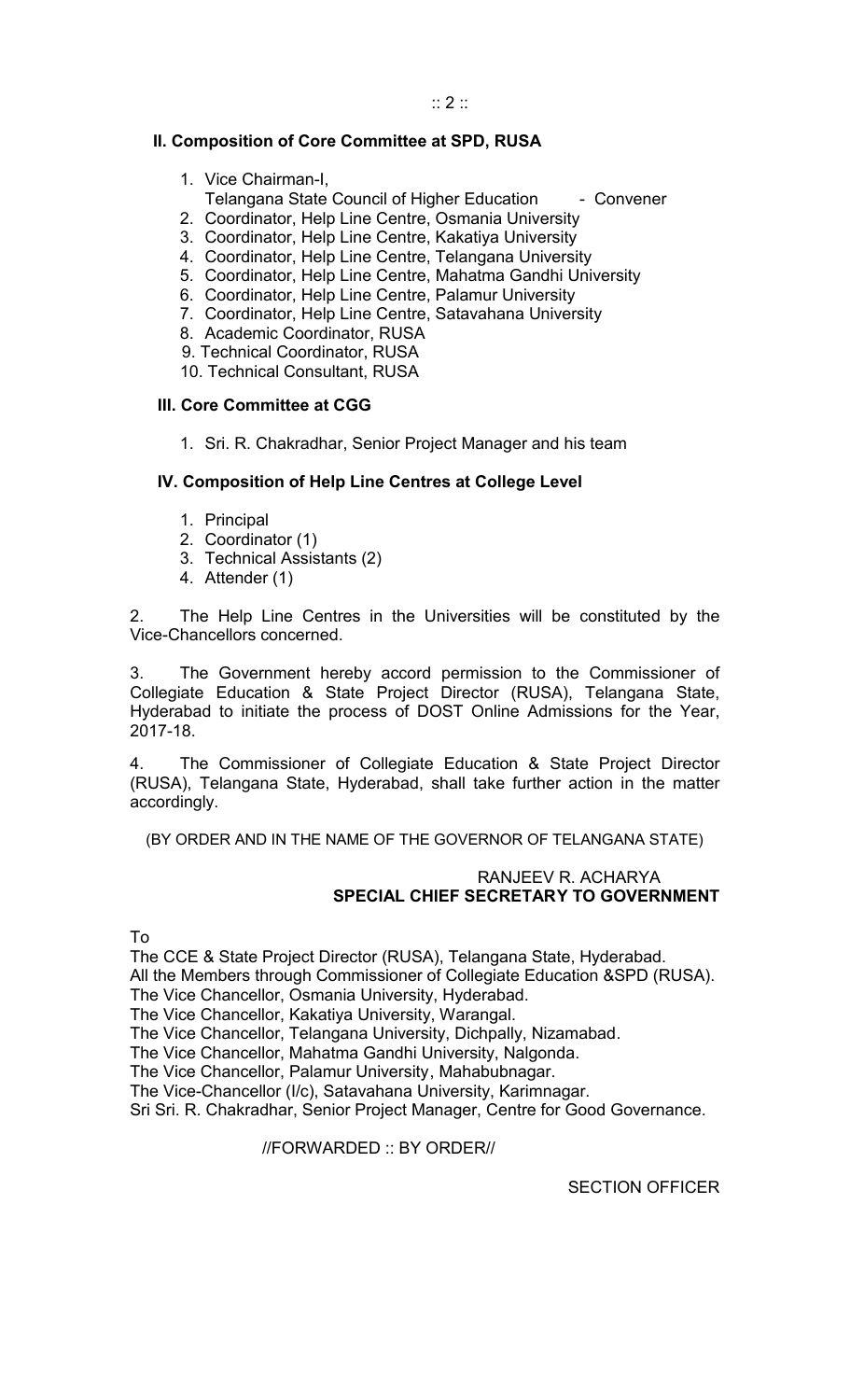## II. Composition of Core Committee at SPD, RUSA

1. Vice Chairman-I, Telangana State Council of Higher Education - Convener
2. Coordinator, Help Line Centre, Osmania University
3. Coordinator, Help Line Centre, Kakatiya University
4. Coordinator, Help Line Centre, Telangana University
5. Coordinator, Help Line Centre, Mahatma Gandhi University
6. Coordinator, Help Line Centre, Palamur University
7. Coordinator, Help Line Centre, Satavahana University
8. Academic Coordinator, RUSA
9. Technical Coordinator, RUSA
10. Technical Consultant, RUSA

## III. Core Committee at CGG

1. Sri. R. Chakradhar, Senior Project Manager and his team

## IV. Composition of Help Line Centres at College Level

1. Principal
2. Coordinator (1)
3. Technical Assistants (2)
4. Attender (1)

2. The Help Line Centres in the Universities will be constituted by the Vice-Chancellors concerned.

3. The Government hereby accord permission to the Commissioner of Collegiate Education & State Project Director (RUSA), Telangana State, Hyderabad to initiate the process of DOST Online Admissions for the Year, 2017-18.

4. The Commissioner of Collegiate Education & State Project Director (RUSA), Telangana State, Hyderabad, shall take further action in the matter accordingly.

(BY ORDER AND IN THE NAME OF THE GOVERNOR OF TELANGANA STATE)

RANJEEV R. ACHARYA
**SPECIAL CHIEF SECRETARY TO GOVERNMENT**

To

The CCE & State Project Director (RUSA), Telangana State, Hyderabad.
All the Members through Commissioner of Collegiate Education &SPD (RUSA).
The Vice Chancellor, Osmania University, Hyderabad.
The Vice Chancellor, Kakatiya University, Warangal.
The Vice Chancellor, Telangana University, Dichpally, Nizamabad.
The Vice Chancellor, Mahatma Gandhi University, Nalgonda.
The Vice Chancellor, Palamur University, Mahabubnagar.
The Vice-Chancellor (I/c), Satavahana University, Karimnagar.
Sri Sri. R. Chakradhar, Senior Project Manager, Centre for Good Governance.

//FORWARDED :: BY ORDER//

SECTION OFFICER